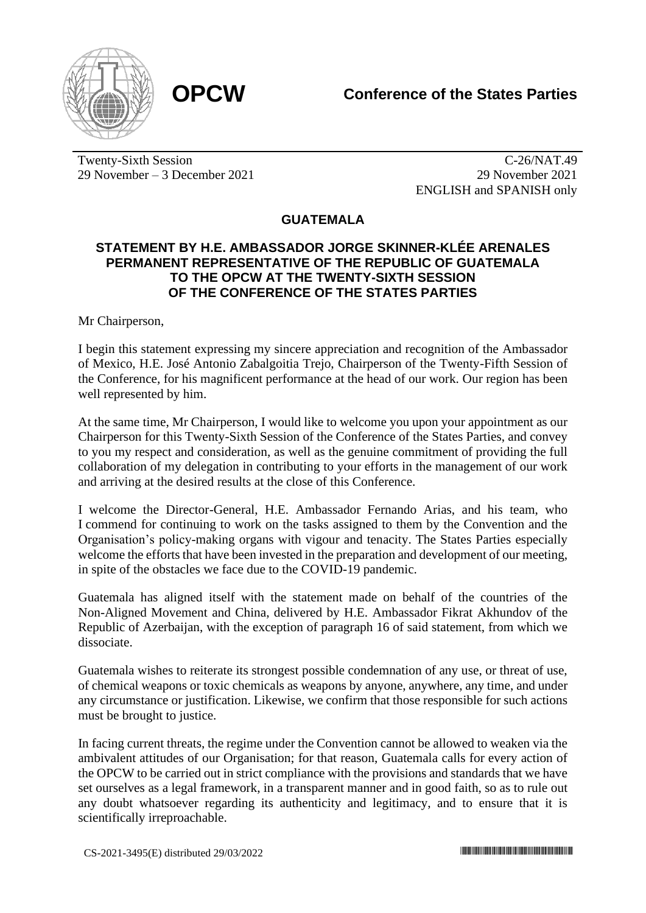**OPCW** **Conference of the States Parties**

Twenty-Sixth Session
29 November – 3 December 2021

C-26/NAT.49
29 November 2021
ENGLISH and SPANISH only

## GUATEMALA

### STATEMENT BY H.E. AMBASSADOR JORGE SKINNER-KLÉE ARENALES PERMANENT REPRESENTATIVE OF THE REPUBLIC OF GUATEMALA TO THE OPCW AT THE TWENTY-SIXTH SESSION OF THE CONFERENCE OF THE STATES PARTIES

Mr Chairperson,

I begin this statement expressing my sincere appreciation and recognition of the Ambassador of Mexico, H.E. José Antonio Zabalgoitia Trejo, Chairperson of the Twenty-Fifth Session of the Conference, for his magnificent performance at the head of our work. Our region has been well represented by him.

At the same time, Mr Chairperson, I would like to welcome you upon your appointment as our Chairperson for this Twenty-Sixth Session of the Conference of the States Parties, and convey to you my respect and consideration, as well as the genuine commitment of providing the full collaboration of my delegation in contributing to your efforts in the management of our work and arriving at the desired results at the close of this Conference.

I welcome the Director-General, H.E. Ambassador Fernando Arias, and his team, who I commend for continuing to work on the tasks assigned to them by the Convention and the Organisation's policy-making organs with vigour and tenacity. The States Parties especially welcome the efforts that have been invested in the preparation and development of our meeting, in spite of the obstacles we face due to the COVID-19 pandemic.

Guatemala has aligned itself with the statement made on behalf of the countries of the Non-Aligned Movement and China, delivered by H.E. Ambassador Fikrat Akhundov of the Republic of Azerbaijan, with the exception of paragraph 16 of said statement, from which we dissociate.

Guatemala wishes to reiterate its strongest possible condemnation of any use, or threat of use, of chemical weapons or toxic chemicals as weapons by anyone, anywhere, any time, and under any circumstance or justification. Likewise, we confirm that those responsible for such actions must be brought to justice.

In facing current threats, the regime under the Convention cannot be allowed to weaken via the ambivalent attitudes of our Organisation; for that reason, Guatemala calls for every action of the OPCW to be carried out in strict compliance with the provisions and standards that we have set ourselves as a legal framework, in a transparent manner and in good faith, so as to rule out any doubt whatsoever regarding its authenticity and legitimacy, and to ensure that it is scientifically irreproachable.

CS-2021-3495(E) distributed 29/03/2022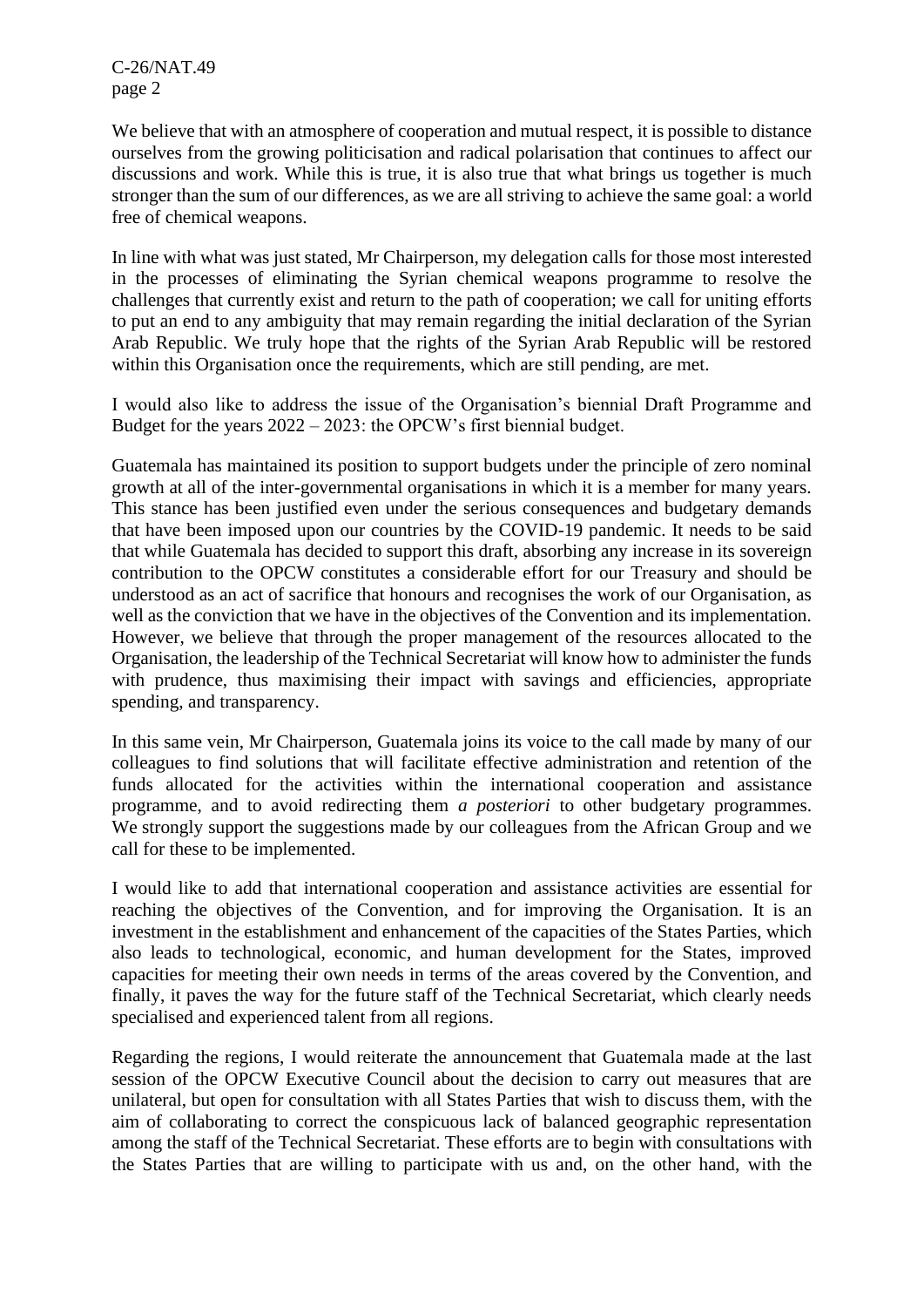We believe that with an atmosphere of cooperation and mutual respect, it is possible to distance ourselves from the growing politicisation and radical polarisation that continues to affect our discussions and work. While this is true, it is also true that what brings us together is much stronger than the sum of our differences, as we are all striving to achieve the same goal: a world free of chemical weapons.

In line with what was just stated, Mr Chairperson, my delegation calls for those most interested in the processes of eliminating the Syrian chemical weapons programme to resolve the challenges that currently exist and return to the path of cooperation; we call for uniting efforts to put an end to any ambiguity that may remain regarding the initial declaration of the Syrian Arab Republic. We truly hope that the rights of the Syrian Arab Republic will be restored within this Organisation once the requirements, which are still pending, are met.

I would also like to address the issue of the Organisation's biennial Draft Programme and Budget for the years 2022 – 2023: the OPCW's first biennial budget.

Guatemala has maintained its position to support budgets under the principle of zero nominal growth at all of the inter-governmental organisations in which it is a member for many years. This stance has been justified even under the serious consequences and budgetary demands that have been imposed upon our countries by the COVID-19 pandemic. It needs to be said that while Guatemala has decided to support this draft, absorbing any increase in its sovereign contribution to the OPCW constitutes a considerable effort for our Treasury and should be understood as an act of sacrifice that honours and recognises the work of our Organisation, as well as the conviction that we have in the objectives of the Convention and its implementation. However, we believe that through the proper management of the resources allocated to the Organisation, the leadership of the Technical Secretariat will know how to administer the funds with prudence, thus maximising their impact with savings and efficiencies, appropriate spending, and transparency.

In this same vein, Mr Chairperson, Guatemala joins its voice to the call made by many of our colleagues to find solutions that will facilitate effective administration and retention of the funds allocated for the activities within the international cooperation and assistance programme, and to avoid redirecting them *a posteriori* to other budgetary programmes. We strongly support the suggestions made by our colleagues from the African Group and we call for these to be implemented.

I would like to add that international cooperation and assistance activities are essential for reaching the objectives of the Convention, and for improving the Organisation. It is an investment in the establishment and enhancement of the capacities of the States Parties, which also leads to technological, economic, and human development for the States, improved capacities for meeting their own needs in terms of the areas covered by the Convention, and finally, it paves the way for the future staff of the Technical Secretariat, which clearly needs specialised and experienced talent from all regions.

Regarding the regions, I would reiterate the announcement that Guatemala made at the last session of the OPCW Executive Council about the decision to carry out measures that are unilateral, but open for consultation with all States Parties that wish to discuss them, with the aim of collaborating to correct the conspicuous lack of balanced geographic representation among the staff of the Technical Secretariat. These efforts are to begin with consultations with the States Parties that are willing to participate with us and, on the other hand, with the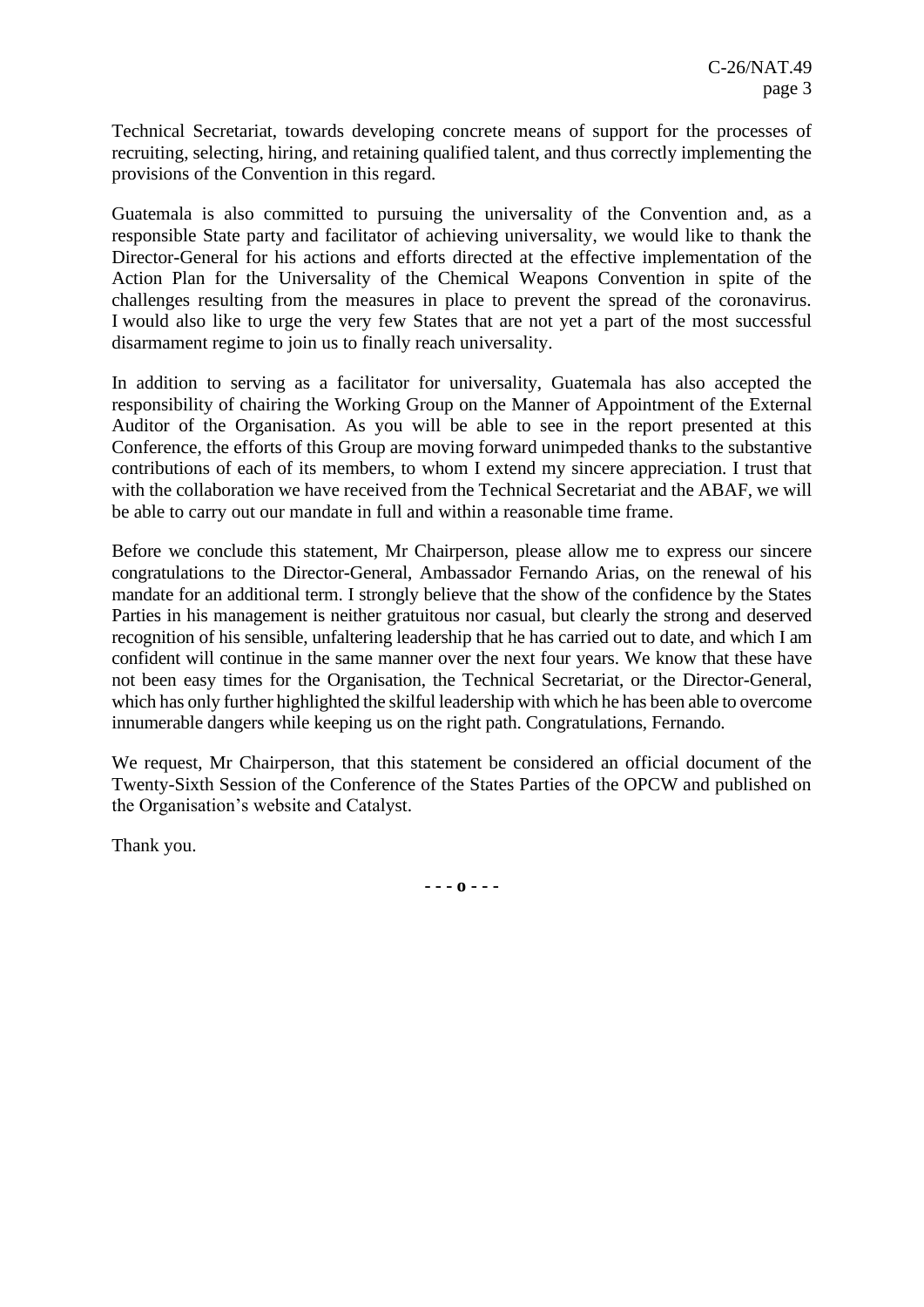Technical Secretariat, towards developing concrete means of support for the processes of recruiting, selecting, hiring, and retaining qualified talent, and thus correctly implementing the provisions of the Convention in this regard.

Guatemala is also committed to pursuing the universality of the Convention and, as a responsible State party and facilitator of achieving universality, we would like to thank the Director-General for his actions and efforts directed at the effective implementation of the Action Plan for the Universality of the Chemical Weapons Convention in spite of the challenges resulting from the measures in place to prevent the spread of the coronavirus. I would also like to urge the very few States that are not yet a part of the most successful disarmament regime to join us to finally reach universality.

In addition to serving as a facilitator for universality, Guatemala has also accepted the responsibility of chairing the Working Group on the Manner of Appointment of the External Auditor of the Organisation. As you will be able to see in the report presented at this Conference, the efforts of this Group are moving forward unimpeded thanks to the substantive contributions of each of its members, to whom I extend my sincere appreciation. I trust that with the collaboration we have received from the Technical Secretariat and the ABAF, we will be able to carry out our mandate in full and within a reasonable time frame.

Before we conclude this statement, Mr Chairperson, please allow me to express our sincere congratulations to the Director-General, Ambassador Fernando Arias, on the renewal of his mandate for an additional term. I strongly believe that the show of the confidence by the States Parties in his management is neither gratuitous nor casual, but clearly the strong and deserved recognition of his sensible, unfaltering leadership that he has carried out to date, and which I am confident will continue in the same manner over the next four years. We know that these have not been easy times for the Organisation, the Technical Secretariat, or the Director-General, which has only further highlighted the skilful leadership with which he has been able to overcome innumerable dangers while keeping us on the right path. Congratulations, Fernando.

We request, Mr Chairperson, that this statement be considered an official document of the Twenty-Sixth Session of the Conference of the States Parties of the OPCW and published on the Organisation's website and Catalyst.

Thank you.

**- - - o - - -**